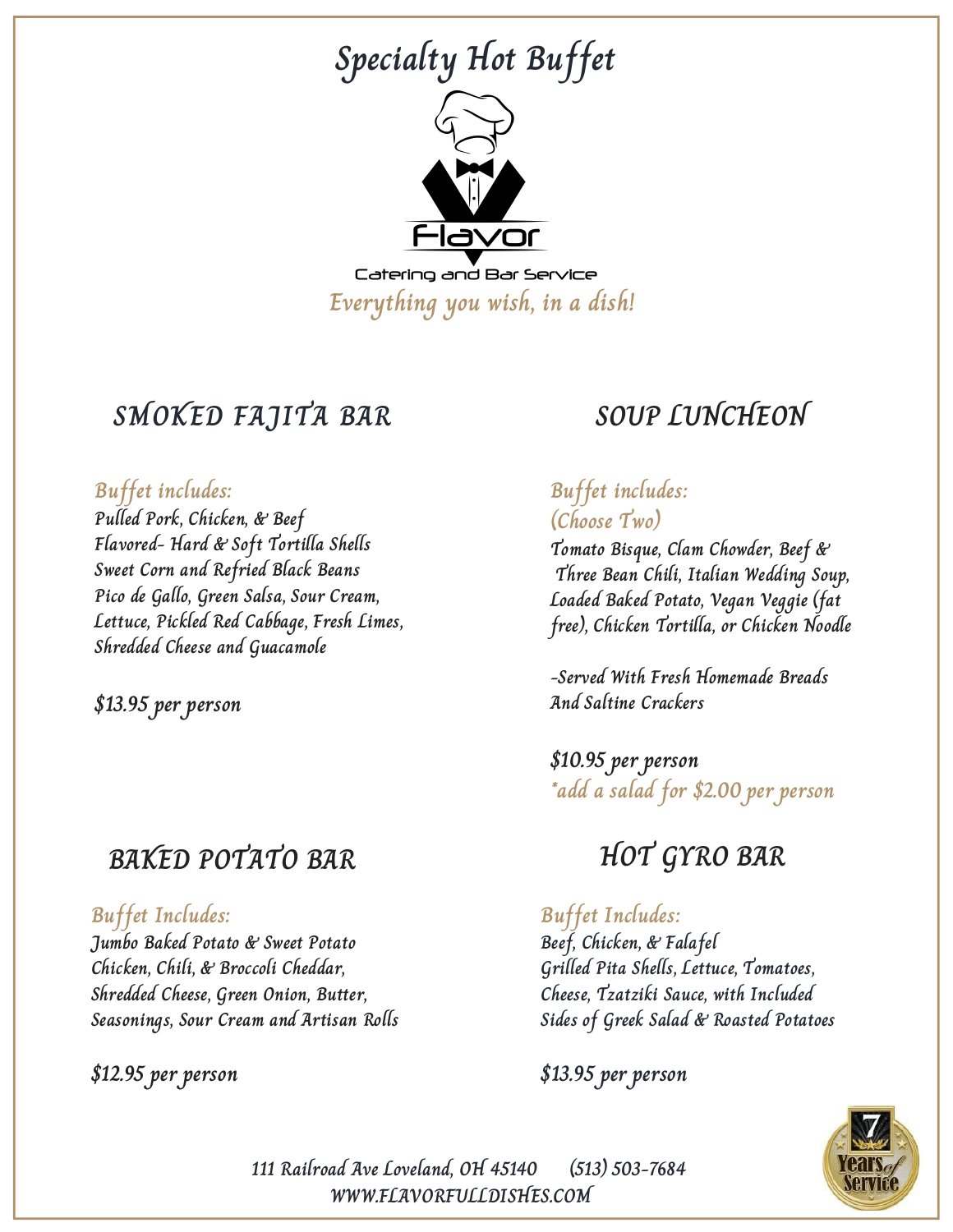# Specialty Hot Buffet

Flavor

Catering and Bar Service

*Everything you wish, in a dish!*

## SMOKED FAJITA BAR

*Buffet includes:*

Pulled Pork, Chicken, & Beef
Flavored- Hard & Soft Tortilla Shells
Sweet Corn and Refried Black Beans
Pico de Gallo, Green Salsa, Sour Cream, Lettuce, Pickled Red Cabbage, Fresh Limes, Shredded Cheese and Guacamole

**$13.95 per person**

## SOUP LUNCHEON

*Buffet includes:*
*(Choose Two)*

Tomato Bisque, Clam Chowder, Beef & Three Bean Chili, Italian Wedding Soup, Loaded Baked Potato, Vegan Veggie (fat free), Chicken Tortilla, or Chicken Noodle

-Served With Fresh Homemade Breads And Saltine Crackers

**$10.95 per person**
*add a salad for $2.00 per person*

## BAKED POTATO BAR

*Buffet Includes:*

Jumbo Baked Potato & Sweet Potato
Chicken, Chili, & Broccoli Cheddar, Shredded Cheese, Green Onion, Butter, Seasonings, Sour Cream and Artisan Rolls

**$12.95 per person**

## HOT GYRO BAR

*Buffet Includes:*

Beef, Chicken, & Falafel
Grilled Pita Shells, Lettuce, Tomatoes, Cheese, Tzatziki Sauce, with Included Sides of Greek Salad & Roasted Potatoes

**$13.95 per person**

111 Railroad Ave Loveland, OH 45140 (513) 503-7684
WWW.FLAVORFULLDISHES.COM

7 Years of Service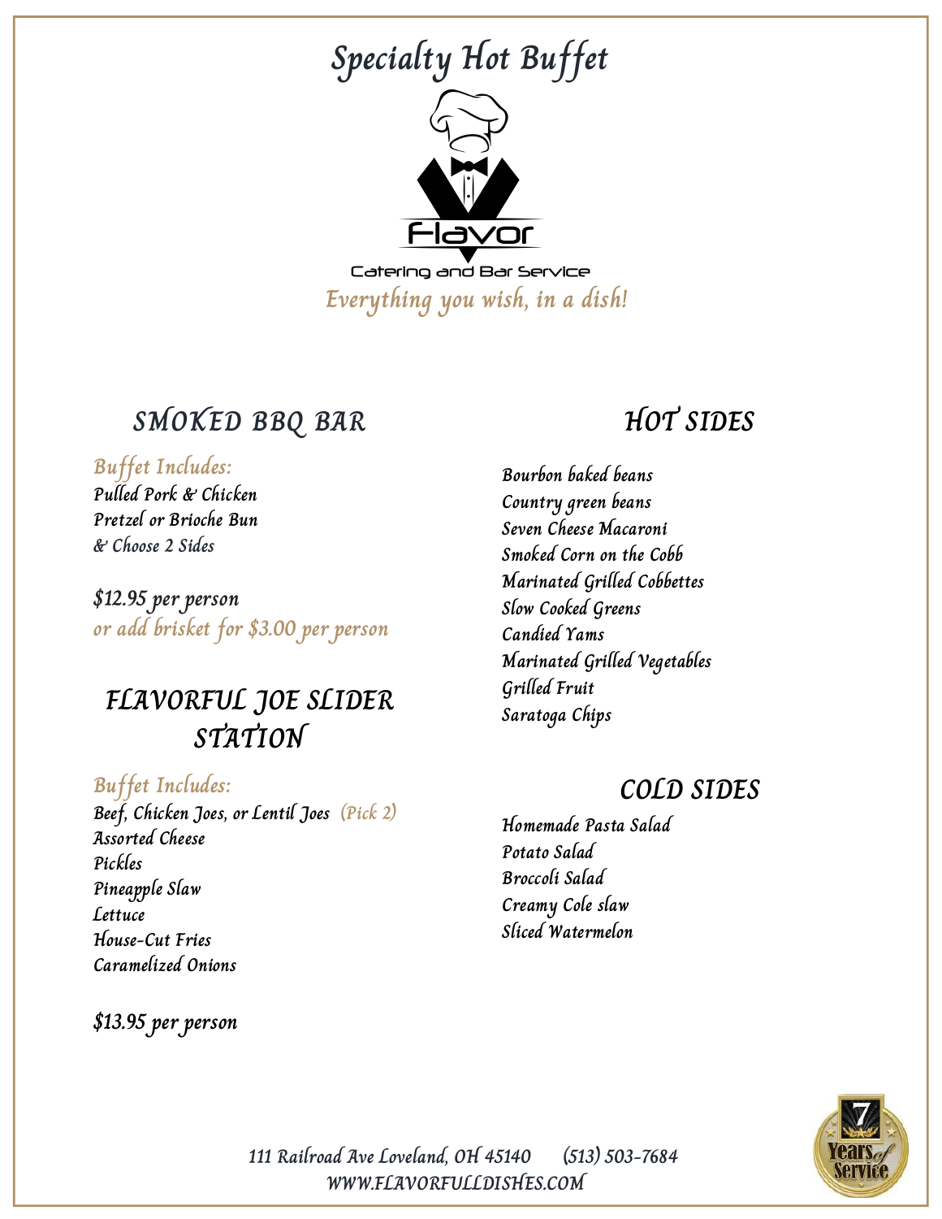# Specialty Hot Buffet

Flavor

Catering and Bar Service

*Everything you wish, in a dish!*

## SMOKED BBQ BAR

*Buffet Includes:*

Pulled Pork & Chicken
Pretzel or Brioche Bun
& Choose 2 Sides

$12.95 per person
*or add brisket for $3.00 per person*

## FLAVORFUL JOE SLIDER STATION

*Buffet Includes:*

Beef, Chicken Joes, or Lentil Joes *(Pick 2)*
Assorted Cheese
Pickles
Pineapple Slaw
Lettuce
House-Cut Fries
Caramelized Onions

$13.95 per person

## HOT SIDES

Bourbon baked beans
Country green beans
Seven Cheese Macaroni
Smoked Corn on the Cobb
Marinated Grilled Cobbettes
Slow Cooked Greens
Candied Yams
Marinated Grilled Vegetables
Grilled Fruit
Saratoga Chips

## COLD SIDES

Homemade Pasta Salad
Potato Salad
Broccoli Salad
Creamy Cole slaw
Sliced Watermelon

111 Railroad Ave Loveland, OH 45140 (513) 503-7684
WWW.FLAVORFULLDISHES.COM

7 Years of Service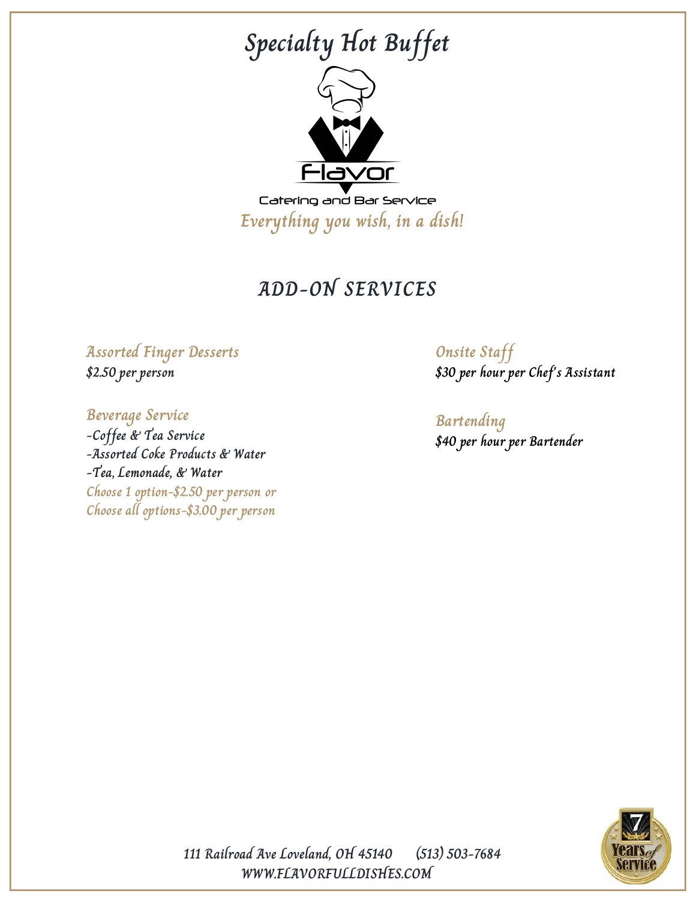# Specialty Hot Buffet

Flavor

Catering and Bar Service

*Everything you wish, in a dish!*

## ADD-ON SERVICES

### Assorted Finger Desserts

$2.50 per person

### Beverage Service

- Coffee & Tea Service
- Assorted Coke Products & Water
- Tea, Lemonade, & Water

Choose 1 option-$2.50 per person or
Choose all options-$3.00 per person

### Onsite Staff

$30 per hour per Chef's Assistant

### Bartending

$40 per hour per Bartender

111 Railroad Ave Loveland, OH 45140 (513) 503-7684
WWW.FLAVORFULLDISHES.COM

7 Years of Service